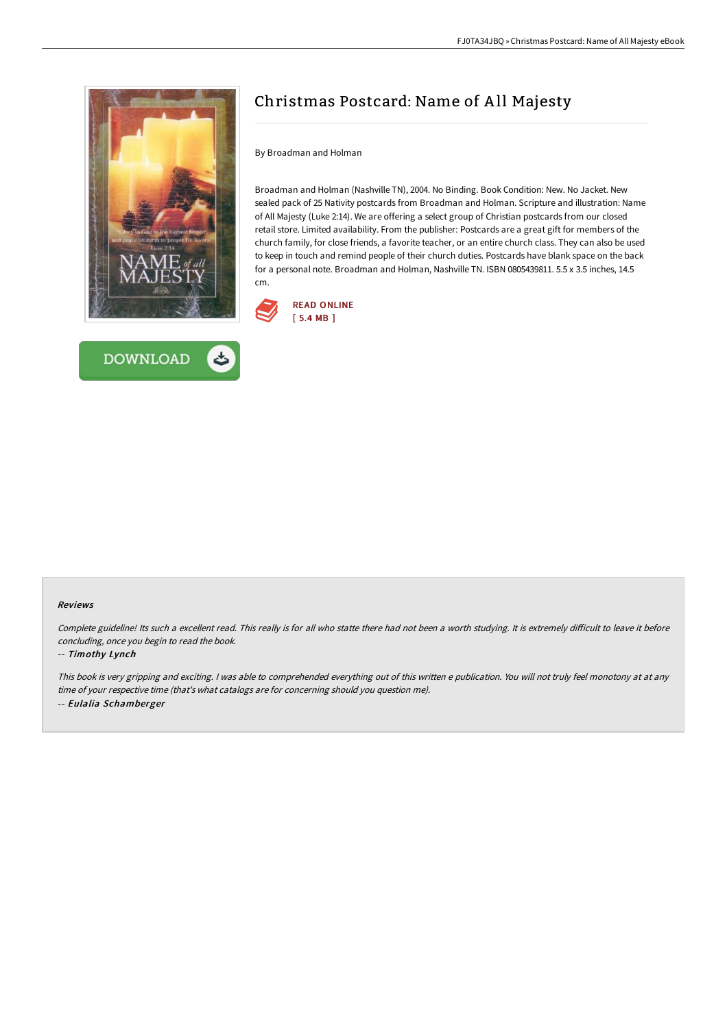# Christmas Postcard: Name of All Majesty

By Broadman and Holman

Broadman and Holman (Nashville TN), 2004. No Binding. Book Condition: New. No Jacket. New sealed pack of 25 Nativity postcards from Broadman and Holman. Scripture and illustration: Name of All Majesty (Luke 2:14). We are offering a select group of Christian postcards from our closed retail store. Limited availability. From the publisher: Postcards are a great gift for members of the church family, for close friends, a favorite teacher, or an entire church class. They can also be used to keep in touch and remind people of their church duties. Postcards have blank space on the back for a personal note. Broadman and Holman, Nashville TN. ISBN 0805439811. 5.5 x 3.5 inches, 14.5 cm.

READ ONLINE
[ 5.4 MB ]

DOWNLOAD

### Reviews

*Complete guideline! Its such a excellent read. This really is for all who statte there had not been a worth studying. It is extremely difficult to leave it before concluding, once you begin to read the book.*

-- ***Timothy Lynch***

*This book is very gripping and exciting. I was able to comprehended everything out of this written e publication. You will not truly feel monotony at at any time of your respective time (that's what catalogs are for concerning should you question me).*

-- ***Eulalia Schamberger***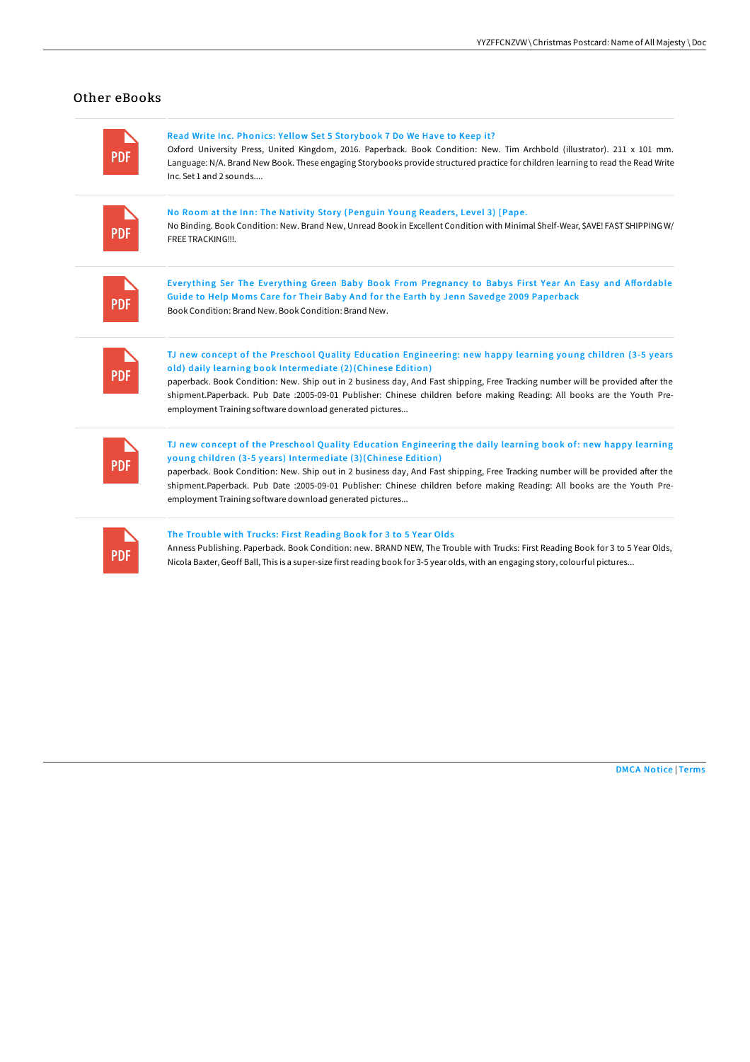## Other eBooks

PDF

**Read Write Inc. Phonics: Yellow Set 5 Storybook 7 Do We Have to Keep it?**

Oxford University Press, United Kingdom, 2016. Paperback. Book Condition: New. Tim Archbold (illustrator). 211 x 101 mm. Language: N/A. Brand New Book. These engaging Storybooks provide structured practice for children learning to read the Read Write Inc. Set 1 and 2 sounds....

PDF

**No Room at the Inn: The Nativity Story (Penguin Young Readers, Level 3) [Pape.**

No Binding. Book Condition: New. Brand New, Unread Book in Excellent Condition with Minimal Shelf-Wear, $AVE! FAST SHIPPING W/ FREE TRACKING!!!.

PDF

**Everything Ser The Everything Green Baby Book From Pregnancy to Babys First Year An Easy and Affordable Guide to Help Moms Care for Their Baby And for the Earth by Jenn Savedge 2009 Paperback**

Book Condition: Brand New. Book Condition: Brand New.

PDF

**TJ new concept of the Preschool Quality Education Engineering: new happy learning young children (3-5 years old) daily learning book Intermediate (2)(Chinese Edition)**

paperback. Book Condition: New. Ship out in 2 business day, And Fast shipping, Free Tracking number will be provided after the shipment.Paperback. Pub Date :2005-09-01 Publisher: Chinese children before making Reading: All books are the Youth Pre-employment Training software download generated pictures...

PDF

**TJ new concept of the Preschool Quality Education Engineering the daily learning book of: new happy learning young children (3-5 years) Intermediate (3)(Chinese Edition)**

paperback. Book Condition: New. Ship out in 2 business day, And Fast shipping, Free Tracking number will be provided after the shipment.Paperback. Pub Date :2005-09-01 Publisher: Chinese children before making Reading: All books are the Youth Pre-employment Training software download generated pictures...

PDF

**The Trouble with Trucks: First Reading Book for 3 to 5 Year Olds**

Anness Publishing. Paperback. Book Condition: new. BRAND NEW, The Trouble with Trucks: First Reading Book for 3 to 5 Year Olds, Nicola Baxter, Geoff Ball, This is a super-size first reading book for 3-5 year olds, with an engaging story, colourful pictures...

DMCA Notice | Terms